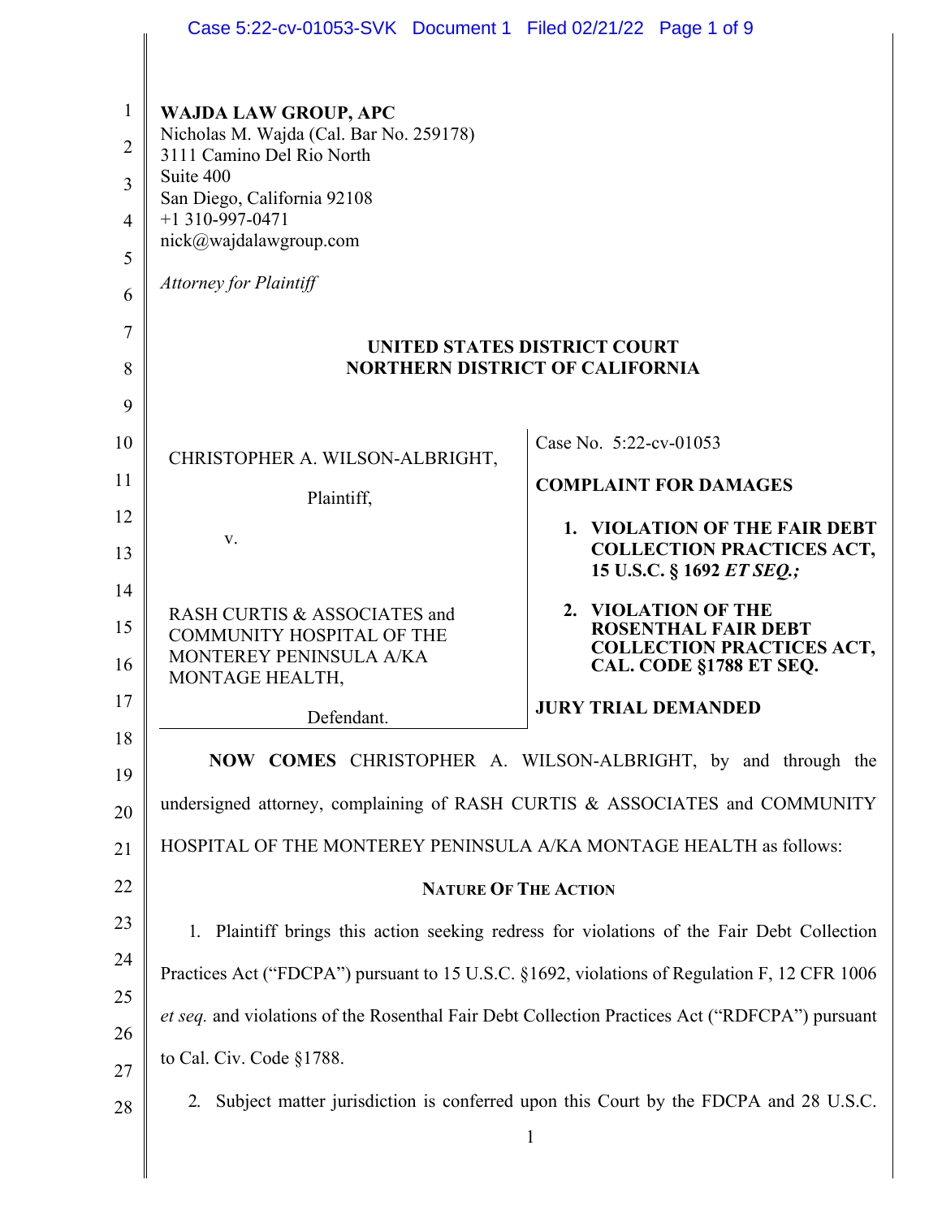WAJDA LAW GROUP, APC
Nicholas M. Wajda (Cal. Bar No. 259178)
3111 Camino Del Rio North
Suite 400
San Diego, California 92108
+1 310-997-0471
nick@wajdalawgroup.com

*Attorney for Plaintiff*

**UNITED STATES DISTRICT COURT**
**NORTHERN DISTRICT OF CALIFORNIA**

| | |
|---|---|
| CHRISTOPHER A. WILSON-ALBRIGHT,<br><br>Plaintiff,<br><br>v.<br><br>RASH CURTIS & ASSOCIATES and COMMUNITY HOSPITAL OF THE MONTEREY PENINSULA A/KA MONTAGE HEALTH,<br><br>Defendant. | Case No. 5:22-cv-01053<br><br>**COMPLAINT FOR DAMAGES**<br><br>1. **VIOLATION OF THE FAIR DEBT COLLECTION PRACTICES ACT, 15 U.S.C. § 1692 *ET SEQ.;***<br><br>2. **VIOLATION OF THE ROSENTHAL FAIR DEBT COLLECTION PRACTICES ACT, CAL. CODE §1788 ET SEQ.**<br><br>**JURY TRIAL DEMANDED** |

**NOW COMES** CHRISTOPHER A. WILSON-ALBRIGHT, by and through the undersigned attorney, complaining of RASH CURTIS & ASSOCIATES and COMMUNITY HOSPITAL OF THE MONTEREY PENINSULA A/KA MONTAGE HEALTH as follows:

## NATURE OF THE ACTION

1. Plaintiff brings this action seeking redress for violations of the Fair Debt Collection Practices Act ("FDCPA") pursuant to 15 U.S.C. §1692, violations of Regulation F, 12 CFR 1006 *et seq.* and violations of the Rosenthal Fair Debt Collection Practices Act ("RDFCPA") pursuant to Cal. Civ. Code §1788.

2. Subject matter jurisdiction is conferred upon this Court by the FDCPA and 28 U.S.C.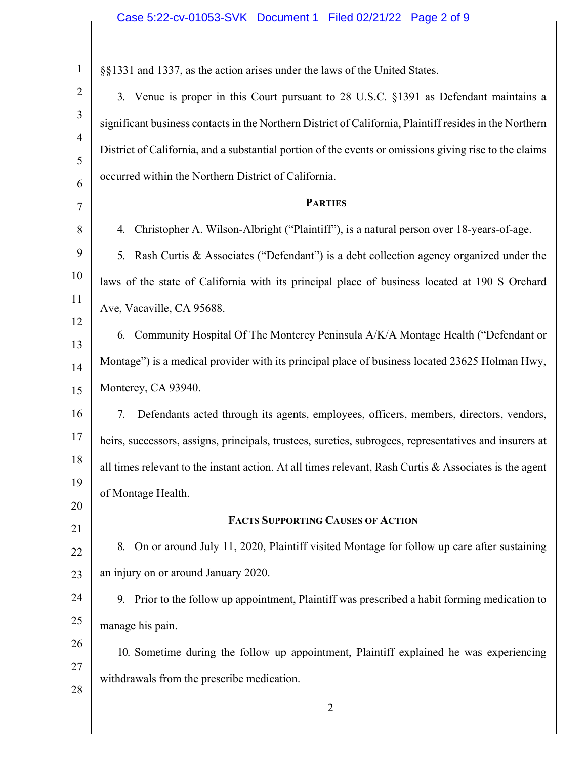§§1331 and 1337, as the action arises under the laws of the United States.

3. Venue is proper in this Court pursuant to 28 U.S.C. §1391 as Defendant maintains a significant business contacts in the Northern District of California, Plaintiff resides in the Northern District of California, and a substantial portion of the events or omissions giving rise to the claims occurred within the Northern District of California.

**PARTIES**

4. Christopher A. Wilson-Albright ("Plaintiff"), is a natural person over 18-years-of-age.

5. Rash Curtis & Associates ("Defendant") is a debt collection agency organized under the laws of the state of California with its principal place of business located at 190 S Orchard Ave, Vacaville, CA 95688.

6. Community Hospital Of The Monterey Peninsula A/K/A Montage Health ("Defendant or Montage") is a medical provider with its principal place of business located 23625 Holman Hwy, Monterey, CA 93940.

7. Defendants acted through its agents, employees, officers, members, directors, vendors, heirs, successors, assigns, principals, trustees, sureties, subrogees, representatives and insurers at all times relevant to the instant action. At all times relevant, Rash Curtis & Associates is the agent of Montage Health.

**FACTS SUPPORTING CAUSES OF ACTION**

8. On or around July 11, 2020, Plaintiff visited Montage for follow up care after sustaining an injury on or around January 2020.

9. Prior to the follow up appointment, Plaintiff was prescribed a habit forming medication to manage his pain.

10. Sometime during the follow up appointment, Plaintiff explained he was experiencing withdrawals from the prescribe medication.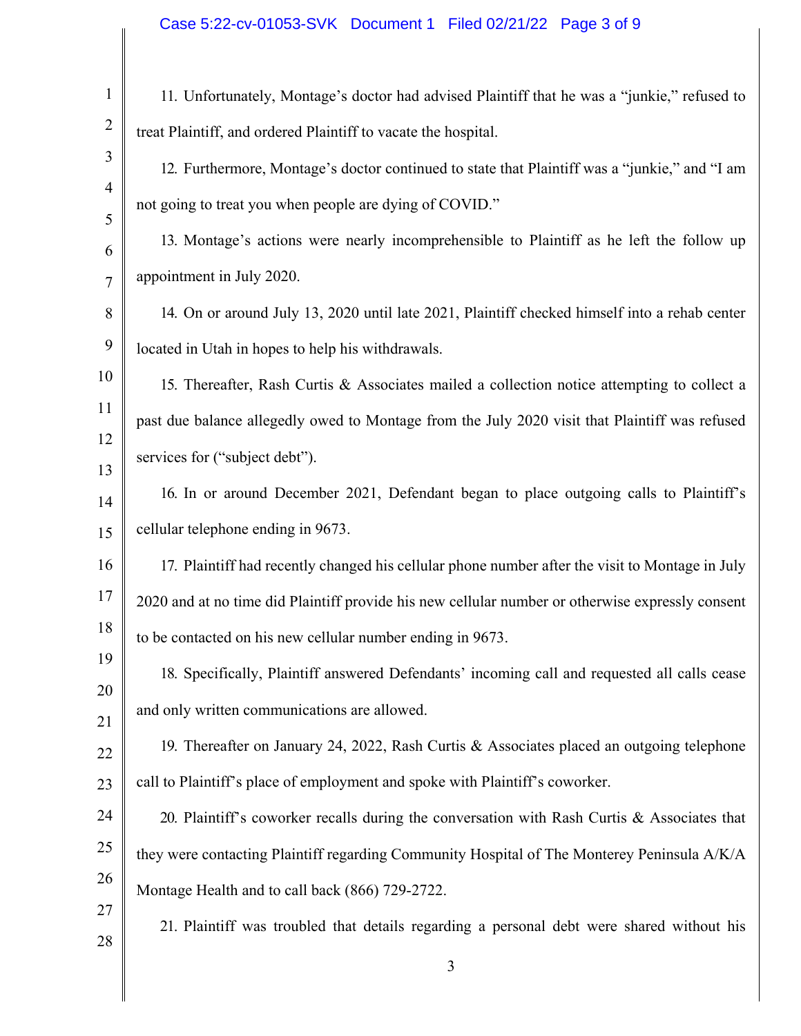11. Unfortunately, Montage's doctor had advised Plaintiff that he was a "junkie," refused to treat Plaintiff, and ordered Plaintiff to vacate the hospital.

12. Furthermore, Montage's doctor continued to state that Plaintiff was a "junkie," and "I am not going to treat you when people are dying of COVID."

13. Montage's actions were nearly incomprehensible to Plaintiff as he left the follow up appointment in July 2020.

14. On or around July 13, 2020 until late 2021, Plaintiff checked himself into a rehab center located in Utah in hopes to help his withdrawals.

15. Thereafter, Rash Curtis & Associates mailed a collection notice attempting to collect a past due balance allegedly owed to Montage from the July 2020 visit that Plaintiff was refused services for ("subject debt").

16. In or around December 2021, Defendant began to place outgoing calls to Plaintiff's cellular telephone ending in 9673.

17. Plaintiff had recently changed his cellular phone number after the visit to Montage in July 2020 and at no time did Plaintiff provide his new cellular number or otherwise expressly consent to be contacted on his new cellular number ending in 9673.

18. Specifically, Plaintiff answered Defendants' incoming call and requested all calls cease and only written communications are allowed.

19. Thereafter on January 24, 2022, Rash Curtis & Associates placed an outgoing telephone call to Plaintiff's place of employment and spoke with Plaintiff's coworker.

20. Plaintiff's coworker recalls during the conversation with Rash Curtis & Associates that they were contacting Plaintiff regarding Community Hospital of The Monterey Peninsula A/K/A Montage Health and to call back (866) 729-2722.

21. Plaintiff was troubled that details regarding a personal debt were shared without his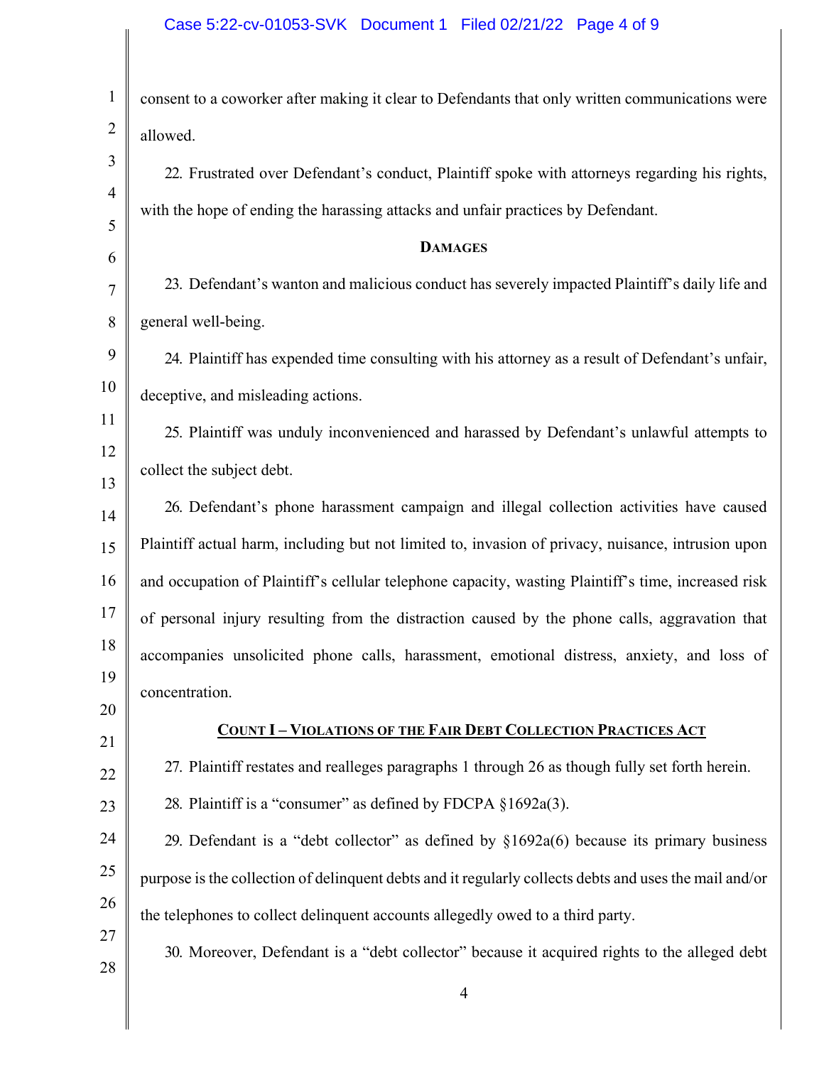consent to a coworker after making it clear to Defendants that only written communications were allowed.

22. Frustrated over Defendant's conduct, Plaintiff spoke with attorneys regarding his rights, with the hope of ending the harassing attacks and unfair practices by Defendant.

**DAMAGES**

23. Defendant's wanton and malicious conduct has severely impacted Plaintiff's daily life and general well-being.

24. Plaintiff has expended time consulting with his attorney as a result of Defendant's unfair, deceptive, and misleading actions.

25. Plaintiff was unduly inconvenienced and harassed by Defendant's unlawful attempts to collect the subject debt.

26. Defendant's phone harassment campaign and illegal collection activities have caused Plaintiff actual harm, including but not limited to, invasion of privacy, nuisance, intrusion upon and occupation of Plaintiff's cellular telephone capacity, wasting Plaintiff's time, increased risk of personal injury resulting from the distraction caused by the phone calls, aggravation that accompanies unsolicited phone calls, harassment, emotional distress, anxiety, and loss of concentration.

**COUNT I – VIOLATIONS OF THE FAIR DEBT COLLECTION PRACTICES ACT**

27. Plaintiff restates and realleges paragraphs 1 through 26 as though fully set forth herein.

28. Plaintiff is a "consumer" as defined by FDCPA §1692a(3).

29. Defendant is a "debt collector" as defined by §1692a(6) because its primary business purpose is the collection of delinquent debts and it regularly collects debts and uses the mail and/or the telephones to collect delinquent accounts allegedly owed to a third party.

30. Moreover, Defendant is a "debt collector" because it acquired rights to the alleged debt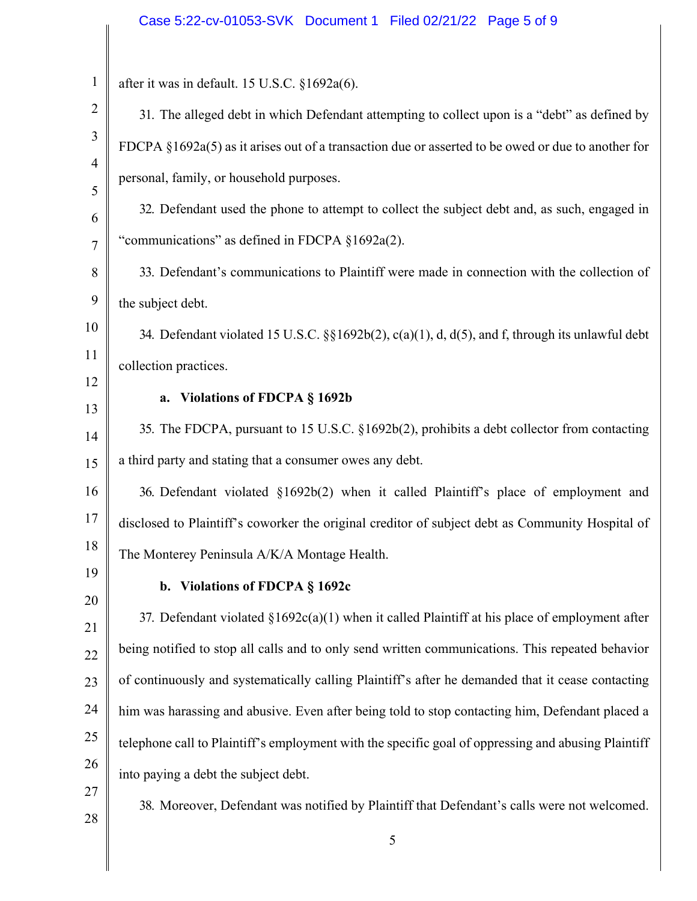after it was in default. 15 U.S.C. §1692a(6).

31. The alleged debt in which Defendant attempting to collect upon is a "debt" as defined by FDCPA §1692a(5) as it arises out of a transaction due or asserted to be owed or due to another for personal, family, or household purposes.

32. Defendant used the phone to attempt to collect the subject debt and, as such, engaged in "communications" as defined in FDCPA §1692a(2).

33. Defendant's communications to Plaintiff were made in connection with the collection of the subject debt.

34. Defendant violated 15 U.S.C. §§1692b(2), c(a)(1), d, d(5), and f, through its unlawful debt collection practices.

**a. Violations of FDCPA § 1692b**

35. The FDCPA, pursuant to 15 U.S.C. §1692b(2), prohibits a debt collector from contacting a third party and stating that a consumer owes any debt.

36. Defendant violated §1692b(2) when it called Plaintiff's place of employment and disclosed to Plaintiff's coworker the original creditor of subject debt as Community Hospital of The Monterey Peninsula A/K/A Montage Health.

**b. Violations of FDCPA § 1692c**

37. Defendant violated §1692c(a)(1) when it called Plaintiff at his place of employment after being notified to stop all calls and to only send written communications. This repeated behavior of continuously and systematically calling Plaintiff's after he demanded that it cease contacting him was harassing and abusive. Even after being told to stop contacting him, Defendant placed a telephone call to Plaintiff's employment with the specific goal of oppressing and abusing Plaintiff into paying a debt the subject debt.

38. Moreover, Defendant was notified by Plaintiff that Defendant's calls were not welcomed.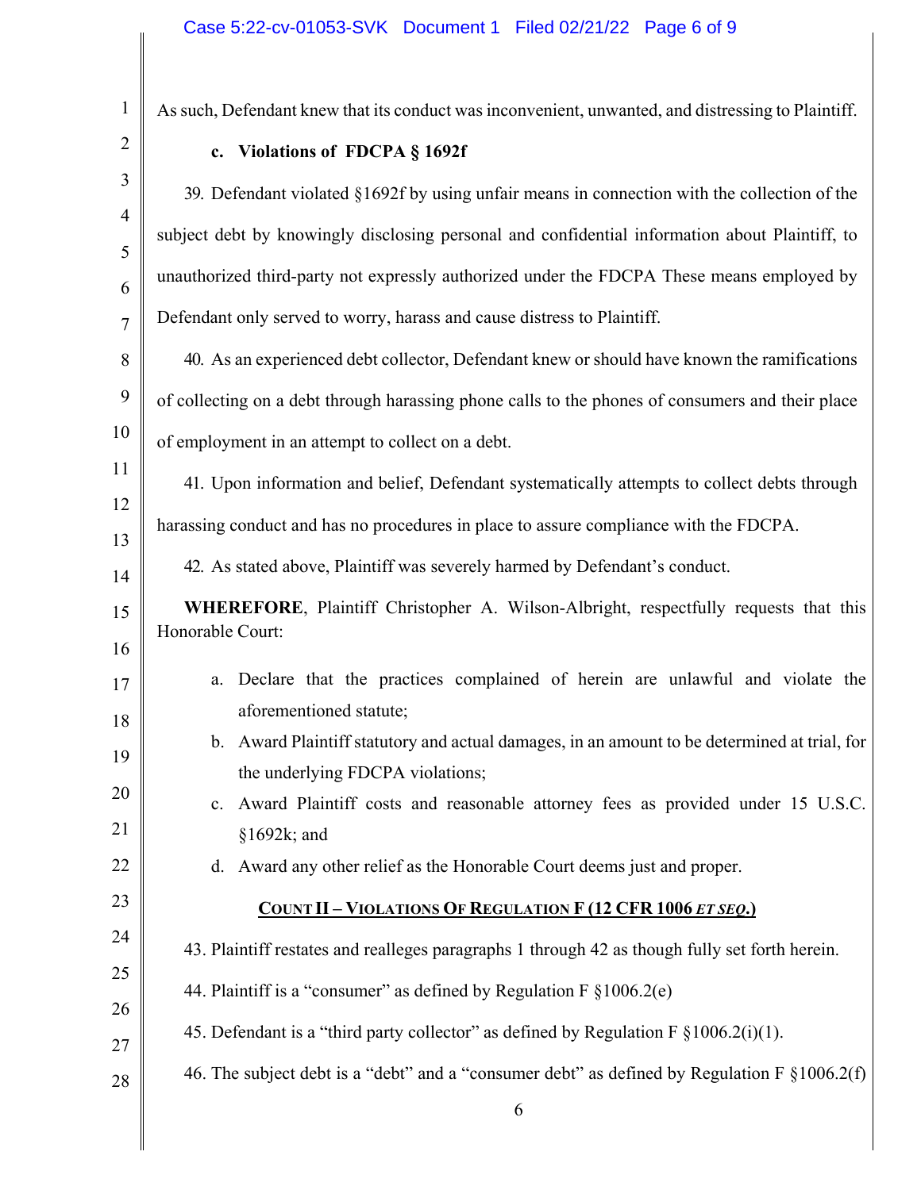As such, Defendant knew that its conduct was inconvenient, unwanted, and distressing to Plaintiff.

**c. Violations of FDCPA § 1692f**

39. Defendant violated §1692f by using unfair means in connection with the collection of the subject debt by knowingly disclosing personal and confidential information about Plaintiff, to unauthorized third-party not expressly authorized under the FDCPA These means employed by Defendant only served to worry, harass and cause distress to Plaintiff.

40. As an experienced debt collector, Defendant knew or should have known the ramifications of collecting on a debt through harassing phone calls to the phones of consumers and their place of employment in an attempt to collect on a debt.

41. Upon information and belief, Defendant systematically attempts to collect debts through harassing conduct and has no procedures in place to assure compliance with the FDCPA.

42. As stated above, Plaintiff was severely harmed by Defendant's conduct.

**WHEREFORE**, Plaintiff Christopher A. Wilson-Albright, respectfully requests that this Honorable Court:

a. Declare that the practices complained of herein are unlawful and violate the aforementioned statute;

b. Award Plaintiff statutory and actual damages, in an amount to be determined at trial, for the underlying FDCPA violations;

c. Award Plaintiff costs and reasonable attorney fees as provided under 15 U.S.C. §1692k; and

d. Award any other relief as the Honorable Court deems just and proper.

**COUNT II – VIOLATIONS OF REGULATION F (12 CFR 1006 *ET SEQ*.)**

43. Plaintiff restates and realleges paragraphs 1 through 42 as though fully set forth herein.

44. Plaintiff is a "consumer" as defined by Regulation F §1006.2(e)

45. Defendant is a "third party collector" as defined by Regulation F §1006.2(i)(1).

46. The subject debt is a "debt" and a "consumer debt" as defined by Regulation F §1006.2(f)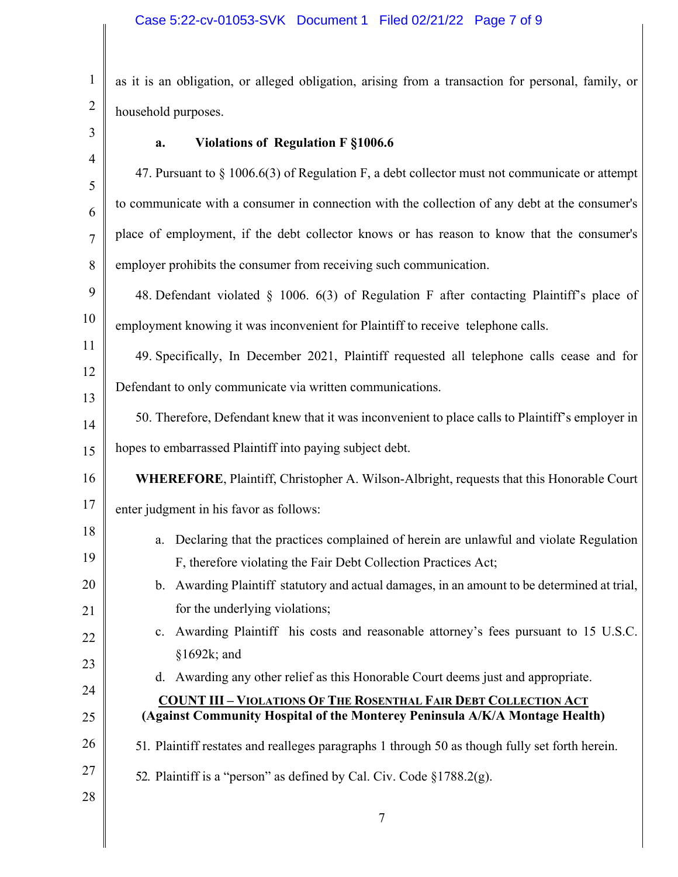as it is an obligation, or alleged obligation, arising from a transaction for personal, family, or household purposes.

**a. Violations of Regulation F §1006.6**

47. Pursuant to § 1006.6(3) of Regulation F, a debt collector must not communicate or attempt to communicate with a consumer in connection with the collection of any debt at the consumer's place of employment, if the debt collector knows or has reason to know that the consumer's employer prohibits the consumer from receiving such communication.

48. Defendant violated § 1006. 6(3) of Regulation F after contacting Plaintiff's place of employment knowing it was inconvenient for Plaintiff to receive telephone calls.

49. Specifically, In December 2021, Plaintiff requested all telephone calls cease and for Defendant to only communicate via written communications.

50. Therefore, Defendant knew that it was inconvenient to place calls to Plaintiff's employer in hopes to embarrassed Plaintiff into paying subject debt.

**WHEREFORE**, Plaintiff, Christopher A. Wilson-Albright, requests that this Honorable Court enter judgment in his favor as follows:

a. Declaring that the practices complained of herein are unlawful and violate Regulation F, therefore violating the Fair Debt Collection Practices Act;

b. Awarding Plaintiff statutory and actual damages, in an amount to be determined at trial, for the underlying violations;

c. Awarding Plaintiff his costs and reasonable attorney's fees pursuant to 15 U.S.C. §1692k; and

d. Awarding any other relief as this Honorable Court deems just and appropriate.

**COUNT III – VIOLATIONS OF THE ROSENTHAL FAIR DEBT COLLECTION ACT**
**(Against Community Hospital of the Monterey Peninsula A/K/A Montage Health)**

51. Plaintiff restates and realleges paragraphs 1 through 50 as though fully set forth herein.

52. Plaintiff is a "person" as defined by Cal. Civ. Code §1788.2(g).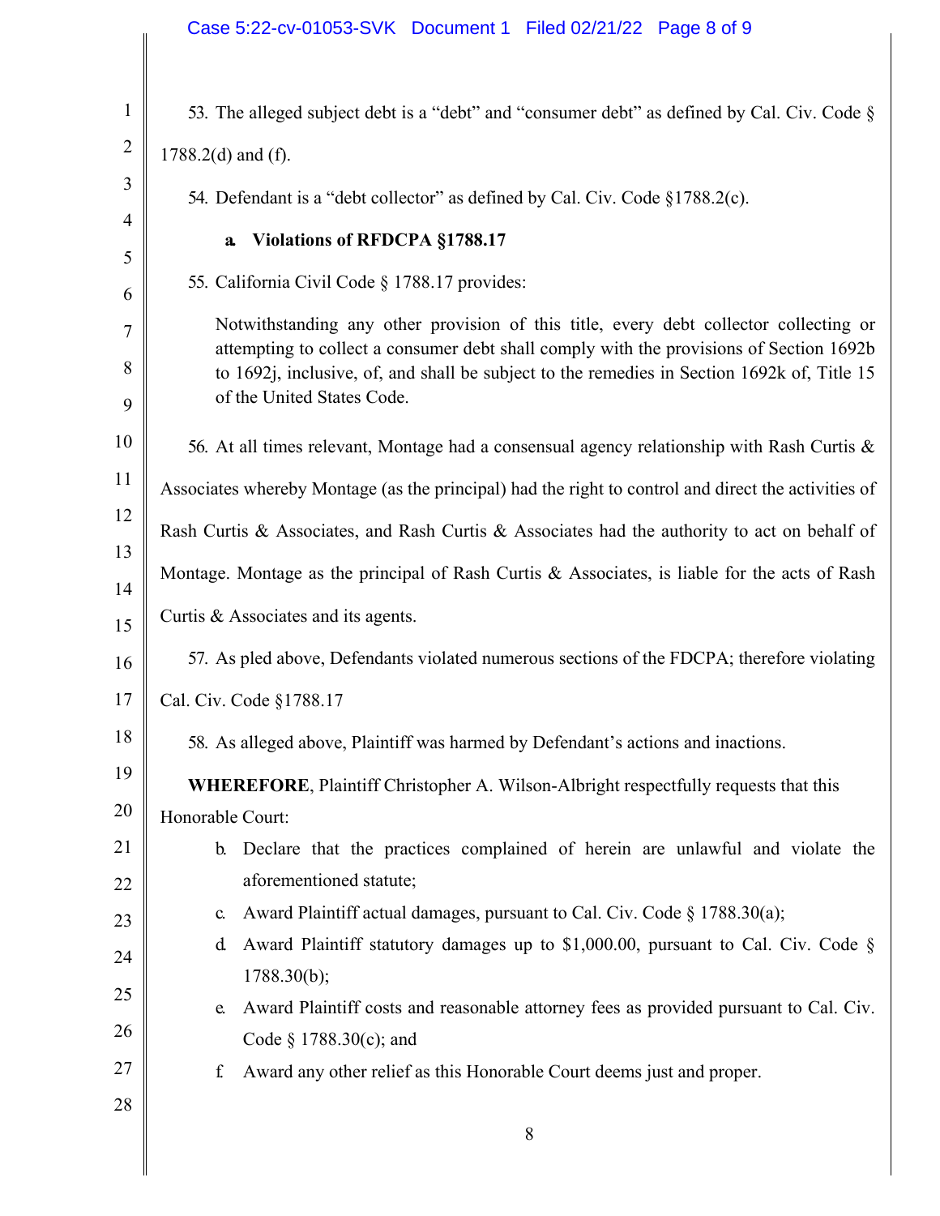53. The alleged subject debt is a "debt" and "consumer debt" as defined by Cal. Civ. Code § 1788.2(d) and (f).

54. Defendant is a "debt collector" as defined by Cal. Civ. Code §1788.2(c).

**a. Violations of RFDCPA §1788.17**

55. California Civil Code § 1788.17 provides:

> Notwithstanding any other provision of this title, every debt collector collecting or attempting to collect a consumer debt shall comply with the provisions of Section 1692b to 1692j, inclusive, of, and shall be subject to the remedies in Section 1692k of, Title 15 of the United States Code.

56. At all times relevant, Montage had a consensual agency relationship with Rash Curtis & Associates whereby Montage (as the principal) had the right to control and direct the activities of Rash Curtis & Associates, and Rash Curtis & Associates had the authority to act on behalf of Montage. Montage as the principal of Rash Curtis & Associates, is liable for the acts of Rash Curtis & Associates and its agents.

57. As pled above, Defendants violated numerous sections of the FDCPA; therefore violating Cal. Civ. Code §1788.17

58. As alleged above, Plaintiff was harmed by Defendant's actions and inactions.

**WHEREFORE**, Plaintiff Christopher A. Wilson-Albright respectfully requests that this Honorable Court:

b. Declare that the practices complained of herein are unlawful and violate the aforementioned statute;

c. Award Plaintiff actual damages, pursuant to Cal. Civ. Code § 1788.30(a);

d. Award Plaintiff statutory damages up to $1,000.00, pursuant to Cal. Civ. Code § 1788.30(b);

e. Award Plaintiff costs and reasonable attorney fees as provided pursuant to Cal. Civ. Code § 1788.30(c); and

f. Award any other relief as this Honorable Court deems just and proper.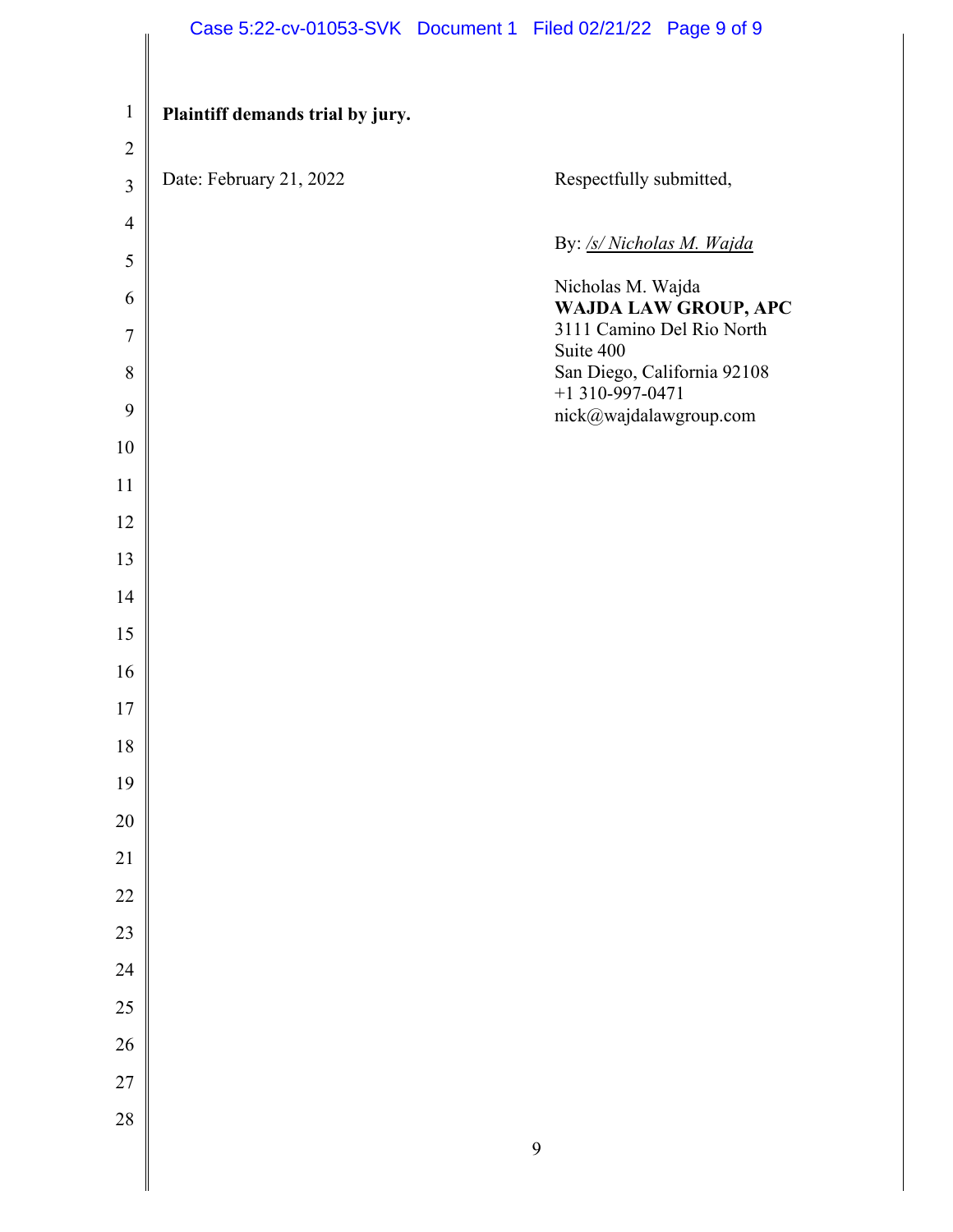**Plaintiff demands trial by jury.**

Date: February 21, 2022

Respectfully submitted,

By: */s/ Nicholas M. Wajda*

Nicholas M. Wajda
**WAJDA LAW GROUP, APC**
3111 Camino Del Rio North
Suite 400
San Diego, California 92108
+1 310-997-0471
nick@wajdalawgroup.com